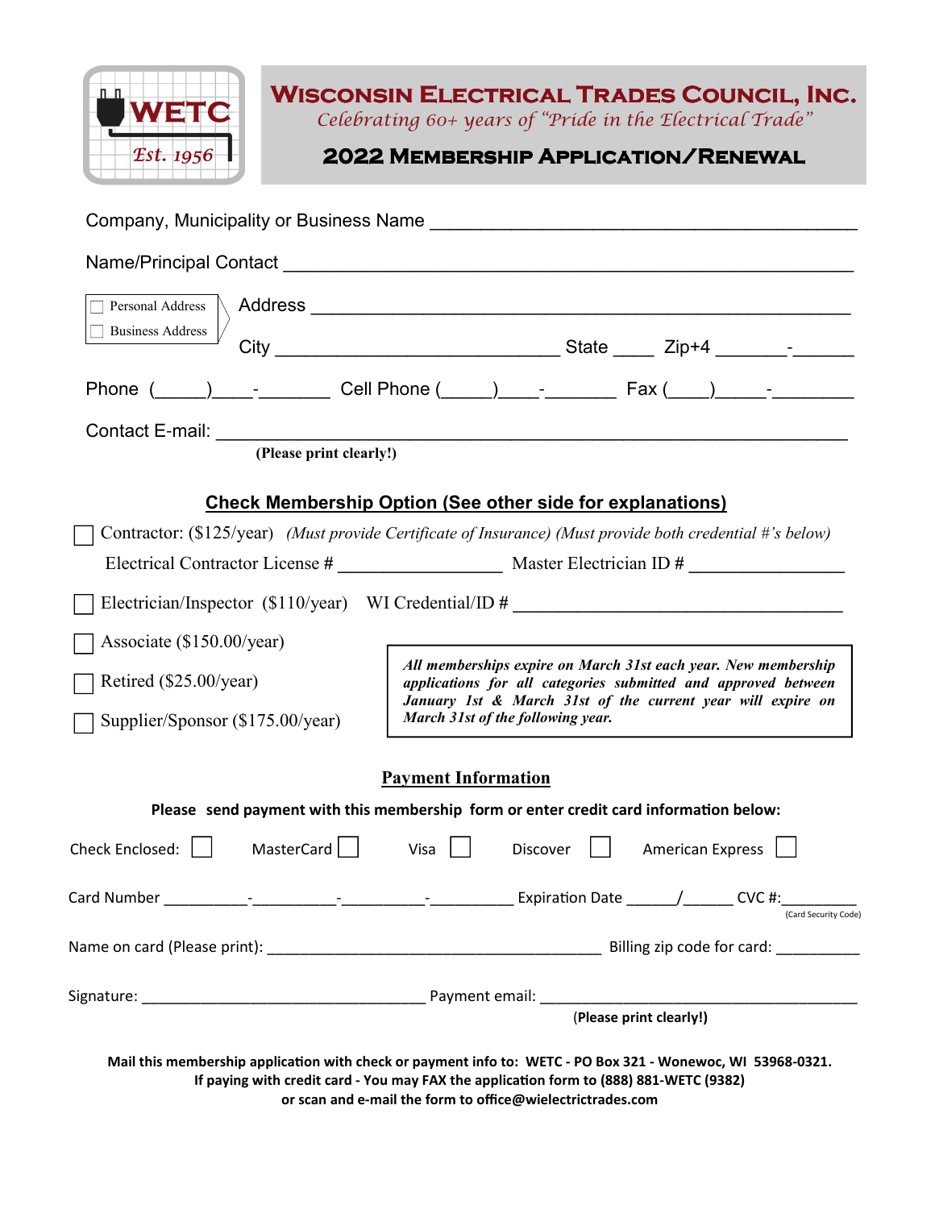# Wisconsin Electrical Trades Council, Inc.

*Celebrating 60+ years of "Pride in the Electrical Trade"*

## 2022 Membership Application/Renewal

WETC Est. 1956

Company, Municipality or Business Name ________________________________________

Name/Principal Contact ________________________________________

☐ Personal Address
☐ Business Address

Address ________________________________________

City __________________________ State ____ Zip+4 _______-______

Phone (_____)____-_______ Cell Phone (_____)____-_______ Fax (____)_____-________

Contact E-mail: ________________________________________

**(Please print clearly!)**

### Check Membership Option (See other side for explanations)

☐ Contractor: ($125/year) *(Must provide Certificate of Insurance) (Must provide both credential #'s below)*

Electrical Contractor License # ________________ Master Electrician ID # ________________

☐ Electrician/Inspector ($110/year) WI Credential/ID # ________________________________

☐ Associate ($150.00/year)

☐ Retired ($25.00/year)

☐ Supplier/Sponsor ($175.00/year)

***All memberships expire on March 31st each year. New membership applications for all categories submitted and approved between January 1st & March 31st of the current year will expire on March 31st of the following year.***

### Payment Information

**Please send payment with this membership form or enter credit card information below:**

Check Enclosed: ☐ MasterCard ☐ Visa ☐ Discover ☐ American Express ☐

Card Number _________-_________-_________-_________ Expiration Date ______/______ CVC #:_________ (Card Security Code)

Name on card (Please print): ________________________________________ Billing zip code for card: __________

Signature: ________________________________ Payment email: ________________________________________

(**Please print clearly!)**

**Mail this membership application with check or payment info to: WETC - PO Box 321 - Wonewoc, WI 53968-0321.**
**If paying with credit card - You may FAX the application form to (888) 881-WETC (9382)**
**or scan and e-mail the form to office@wielectrictrades.com**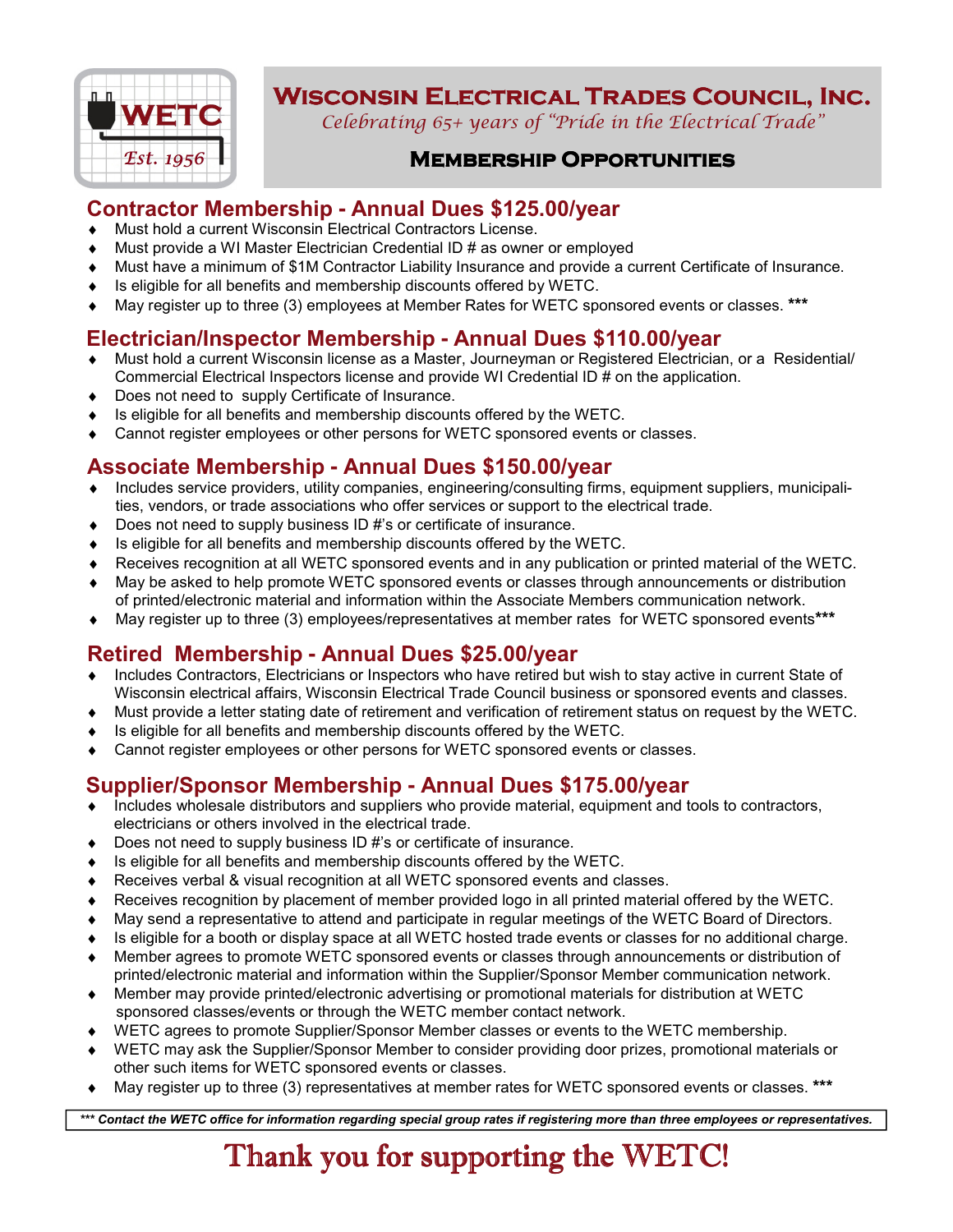WETC Est. 1956

# Wisconsin Electrical Trades Council, Inc.

*Celebrating 65+ years of "Pride in the Electrical Trade"*

## Membership Opportunities

## Contractor Membership - Annual Dues $125.00/year

- Must hold a current Wisconsin Electrical Contractors License.
- Must provide a WI Master Electrician Credential ID # as owner or employed
- Must have a minimum of $1M Contractor Liability Insurance and provide a current Certificate of Insurance.
- Is eligible for all benefits and membership discounts offered by WETC.
- May register up to three (3) employees at Member Rates for WETC sponsored events or classes. ***

## Electrician/Inspector Membership - Annual Dues $110.00/year

- Must hold a current Wisconsin license as a Master, Journeyman or Registered Electrician, or a Residential/ Commercial Electrical Inspectors license and provide WI Credential ID # on the application.
- Does not need to supply Certificate of Insurance.
- Is eligible for all benefits and membership discounts offered by the WETC.
- Cannot register employees or other persons for WETC sponsored events or classes.

## Associate Membership - Annual Dues $150.00/year

- Includes service providers, utility companies, engineering/consulting firms, equipment suppliers, municipalities, vendors, or trade associations who offer services or support to the electrical trade.
- Does not need to supply business ID #'s or certificate of insurance.
- Is eligible for all benefits and membership discounts offered by the WETC.
- Receives recognition at all WETC sponsored events and in any publication or printed material of the WETC.
- May be asked to help promote WETC sponsored events or classes through announcements or distribution of printed/electronic material and information within the Associate Members communication network.
- May register up to three (3) employees/representatives at member rates for WETC sponsored events***

## Retired Membership - Annual Dues $25.00/year

- Includes Contractors, Electricians or Inspectors who have retired but wish to stay active in current State of Wisconsin electrical affairs, Wisconsin Electrical Trade Council business or sponsored events and classes.
- Must provide a letter stating date of retirement and verification of retirement status on request by the WETC.
- Is eligible for all benefits and membership discounts offered by the WETC.
- Cannot register employees or other persons for WETC sponsored events or classes.

## Supplier/Sponsor Membership - Annual Dues $175.00/year

- Includes wholesale distributors and suppliers who provide material, equipment and tools to contractors, electricians or others involved in the electrical trade.
- Does not need to supply business ID #'s or certificate of insurance.
- Is eligible for all benefits and membership discounts offered by the WETC.
- Receives verbal & visual recognition at all WETC sponsored events and classes.
- Receives recognition by placement of member provided logo in all printed material offered by the WETC.
- May send a representative to attend and participate in regular meetings of the WETC Board of Directors.
- Is eligible for a booth or display space at all WETC hosted trade events or classes for no additional charge.
- Member agrees to promote WETC sponsored events or classes through announcements or distribution of printed/electronic material and information within the Supplier/Sponsor Member communication network.
- Member may provide printed/electronic advertising or promotional materials for distribution at WETC sponsored classes/events or through the WETC member contact network.
- WETC agrees to promote Supplier/Sponsor Member classes or events to the WETC membership.
- WETC may ask the Supplier/Sponsor Member to consider providing door prizes, promotional materials or other such items for WETC sponsored events or classes.
- May register up to three (3) representatives at member rates for WETC sponsored events or classes. ***

***\*\*\* Contact the WETC office for information regarding special group rates if registering more than three employees or representatives.***

# Thank you for supporting the WETC!